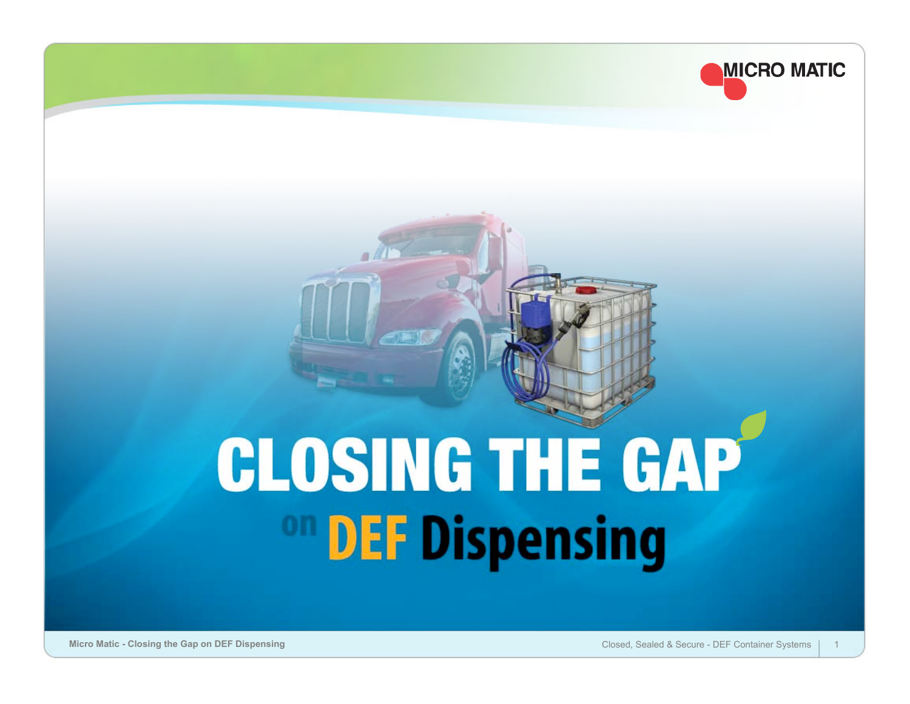MICRO MATIC

# CLOSING THE GAP on DEF Dispensing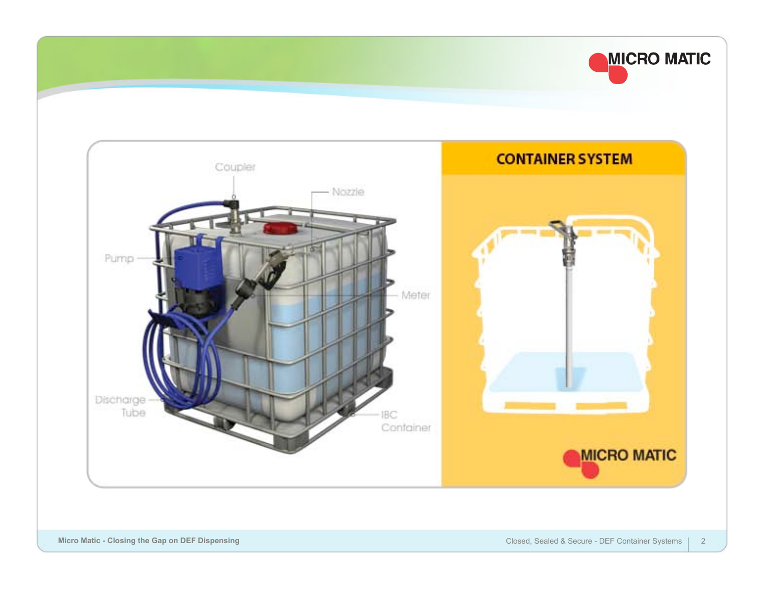## CONTAINER SYSTEM

Coupler

Nozzle

Pump

Meter

Discharge Tube

IBC Container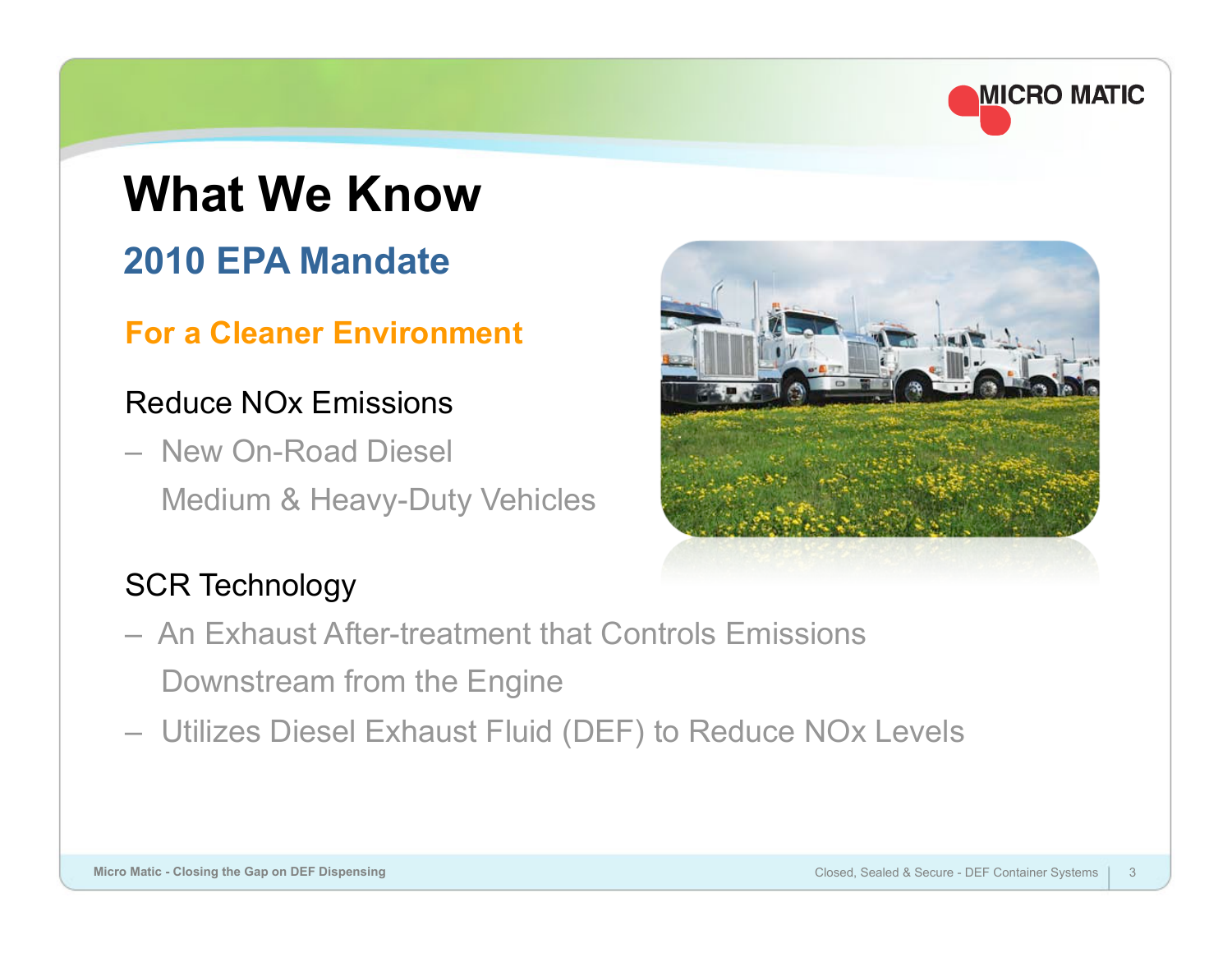# What We Know

## 2010 EPA Mandate

### For a Cleaner Environment

Reduce NOx Emissions

- New On-Road Diesel Medium & Heavy-Duty Vehicles

SCR Technology

- An Exhaust After-treatment that Controls Emissions Downstream from the Engine
- Utilizes Diesel Exhaust Fluid (DEF) to Reduce NOx Levels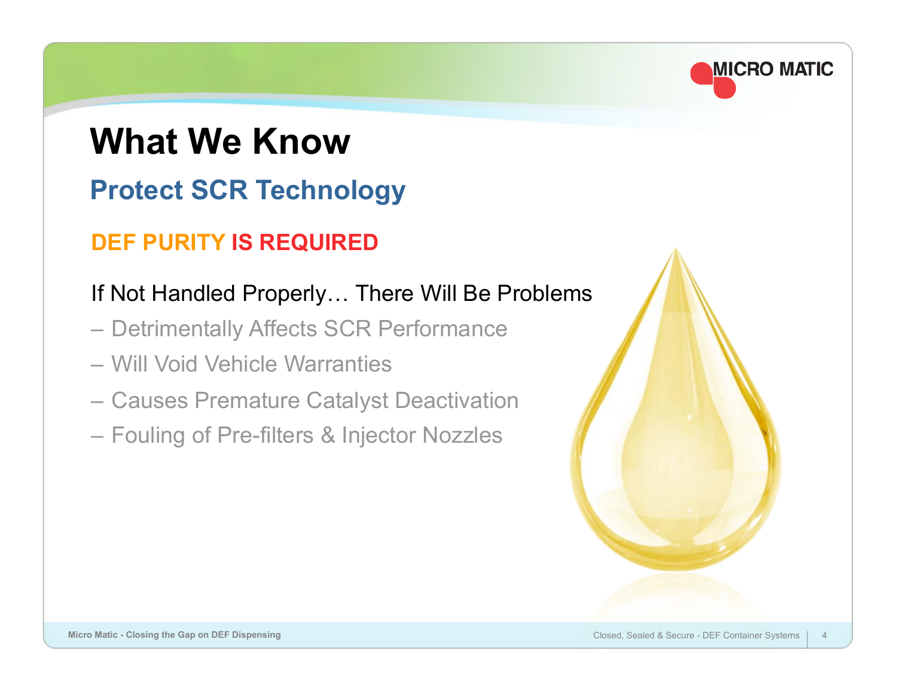# What We Know

## Protect SCR Technology

**DEF PURITY IS REQUIRED**

If Not Handled Properly… There Will Be Problems

- Detrimentally Affects SCR Performance
- Will Void Vehicle Warranties
- Causes Premature Catalyst Deactivation
- Fouling of Pre-filters & Injector Nozzles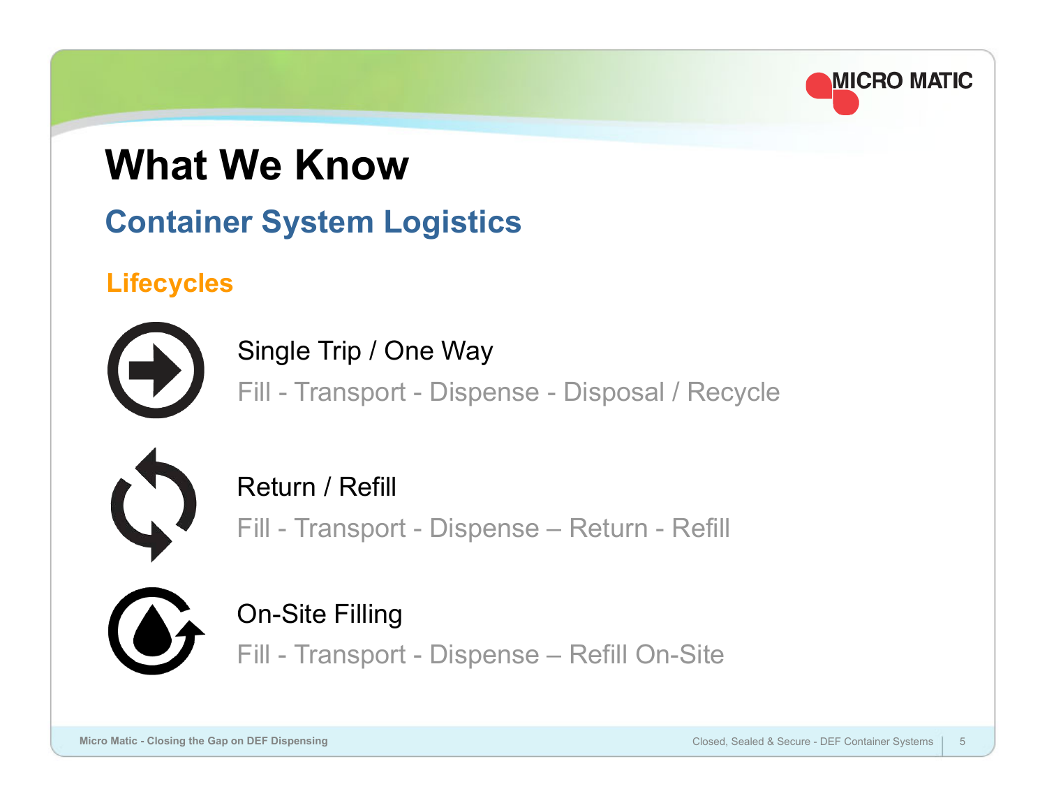# What We Know

## Container System Logistics

### Lifecycles

**Single Trip / One Way**

Fill - Transport - Dispense - Disposal / Recycle

**Return / Refill**

Fill - Transport - Dispense – Return - Refill

**On-Site Filling**

Fill - Transport - Dispense – Refill On-Site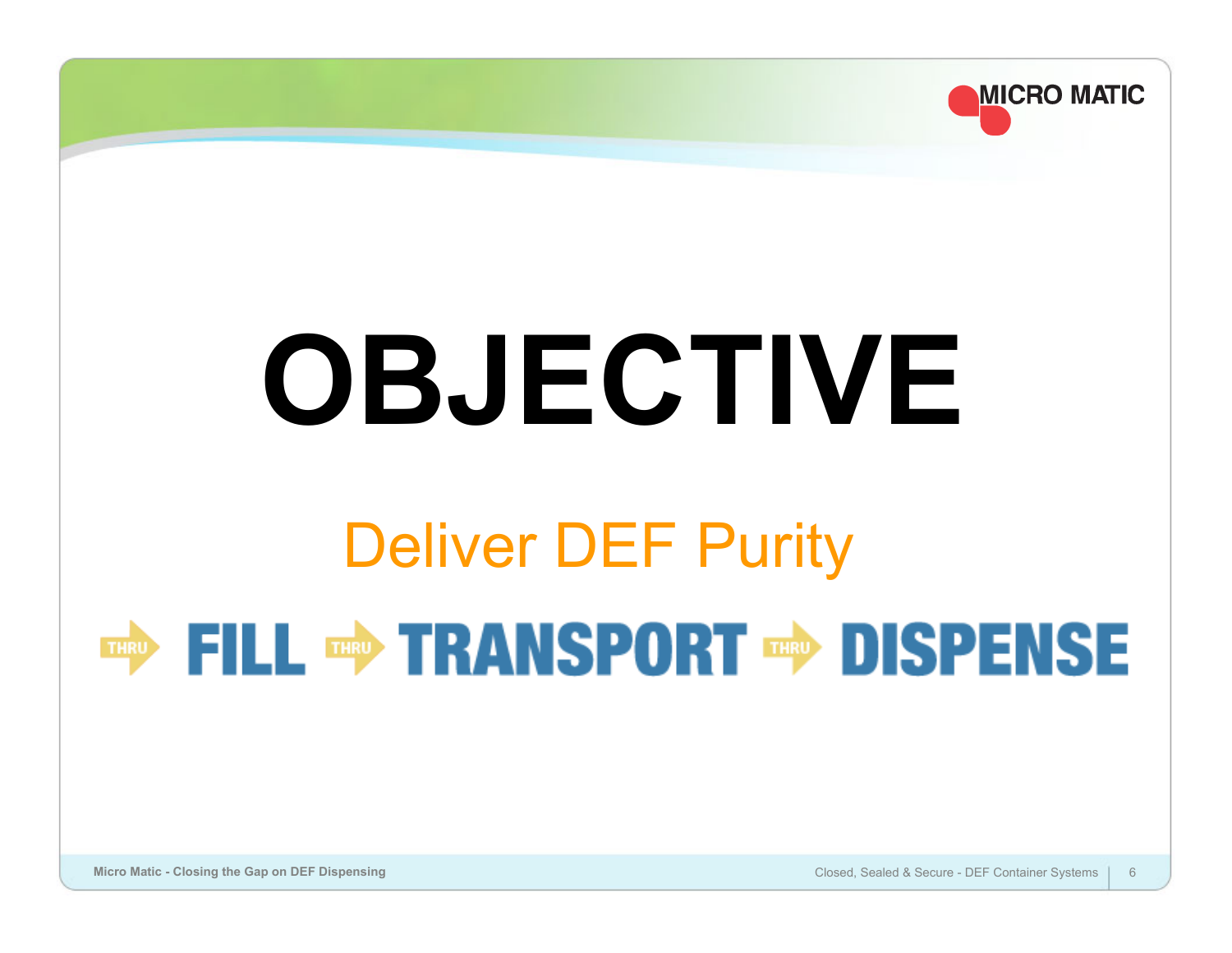# OBJECTIVE

## Deliver DEF Purity

THRU **FILL** THRU **TRANSPORT** THRU **DISPENSE**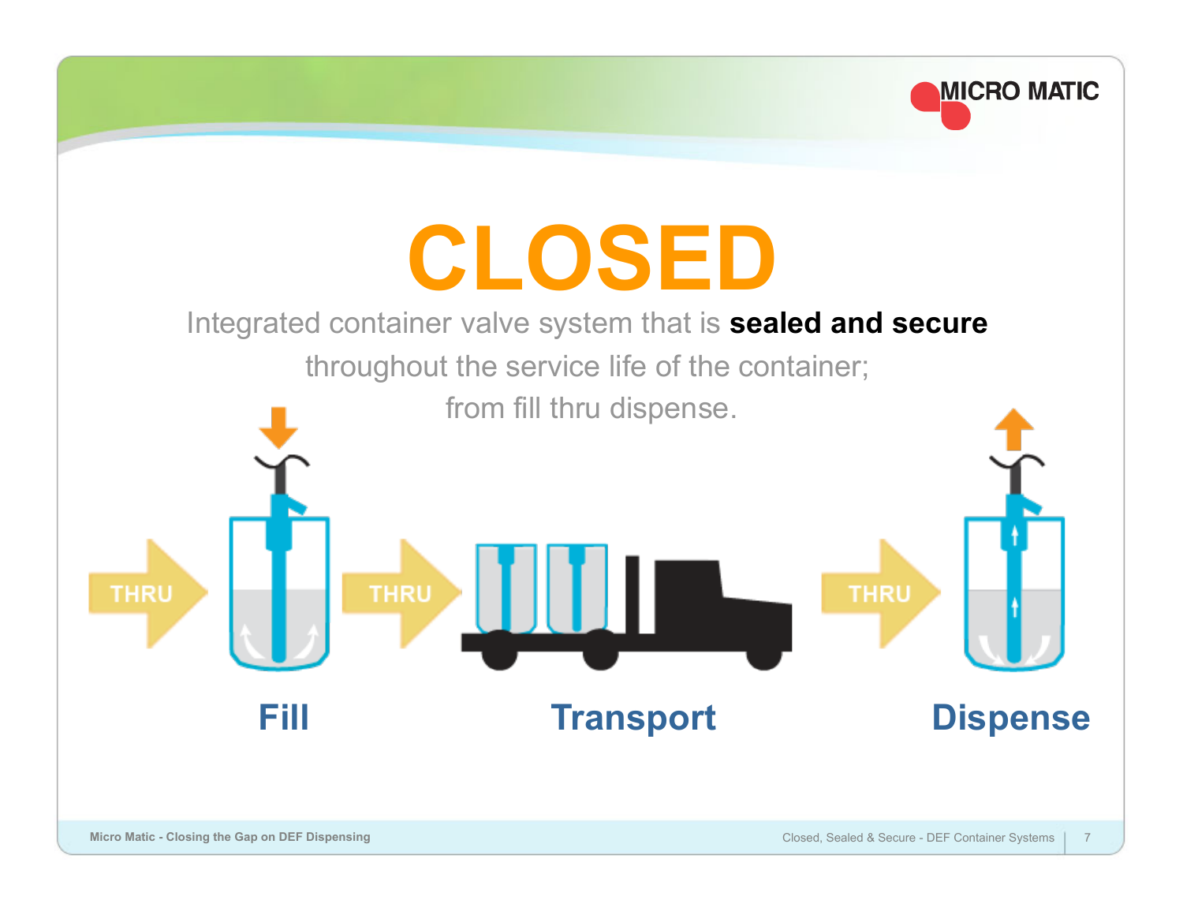# CLOSED

Integrated container valve system that is **sealed and secure** throughout the service life of the container; from fill thru dispense.

THRU → **Fill** → THRU → **Transport** → THRU → **Dispense**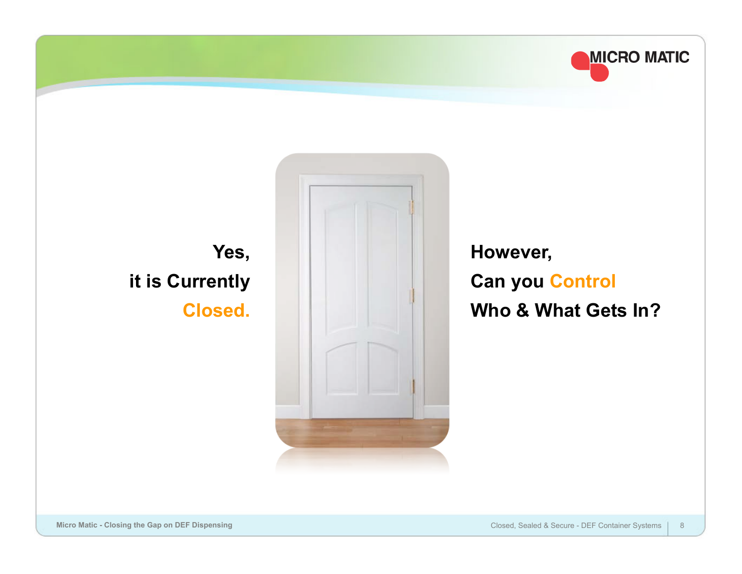Yes,
it is Currently
**Closed.**

However,
Can you **Control**
Who & What Gets In?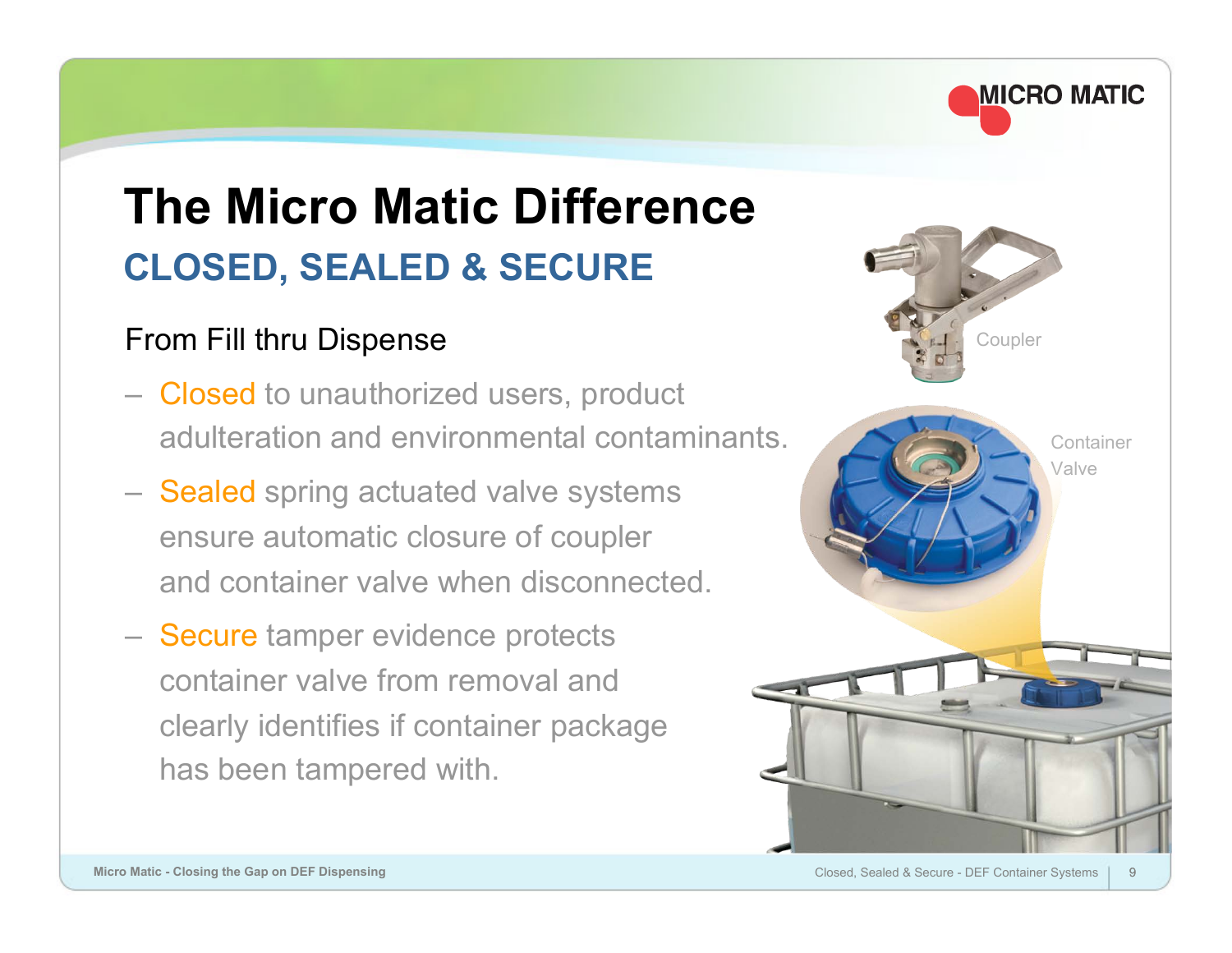# The Micro Matic Difference

## CLOSED, SEALED & SECURE

From Fill thru Dispense

- Closed to unauthorized users, product adulteration and environmental contaminants.
- Sealed spring actuated valve systems ensure automatic closure of coupler and container valve when disconnected.
- Secure tamper evidence protects container valve from removal and clearly identifies if container package has been tampered with.

Coupler

Container Valve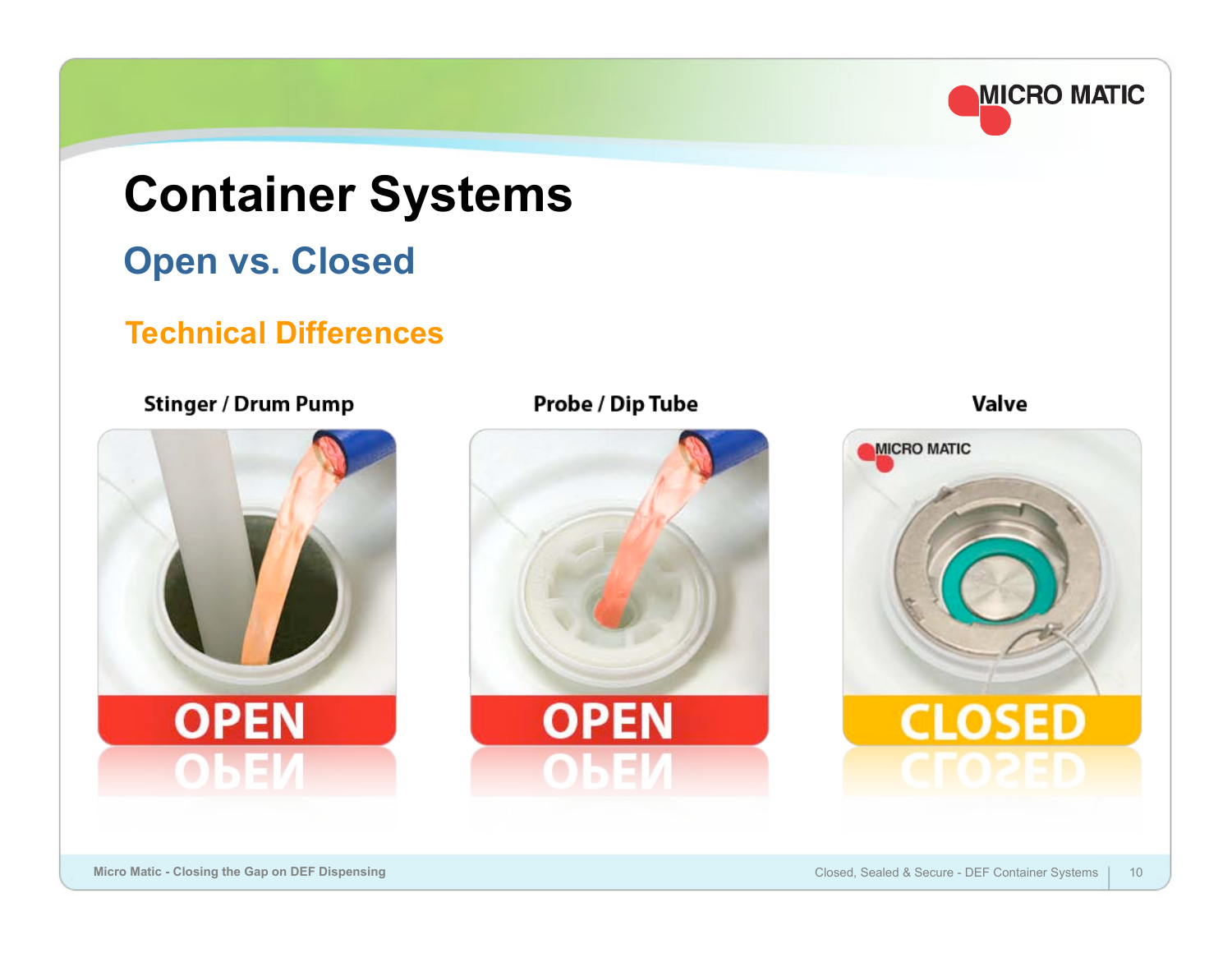# Container Systems

## Open vs. Closed

### Technical Differences

| Stinger / Drum Pump | Probe / Dip Tube | Valve |
|---|---|---|
| OPEN | OPEN | CLOSED |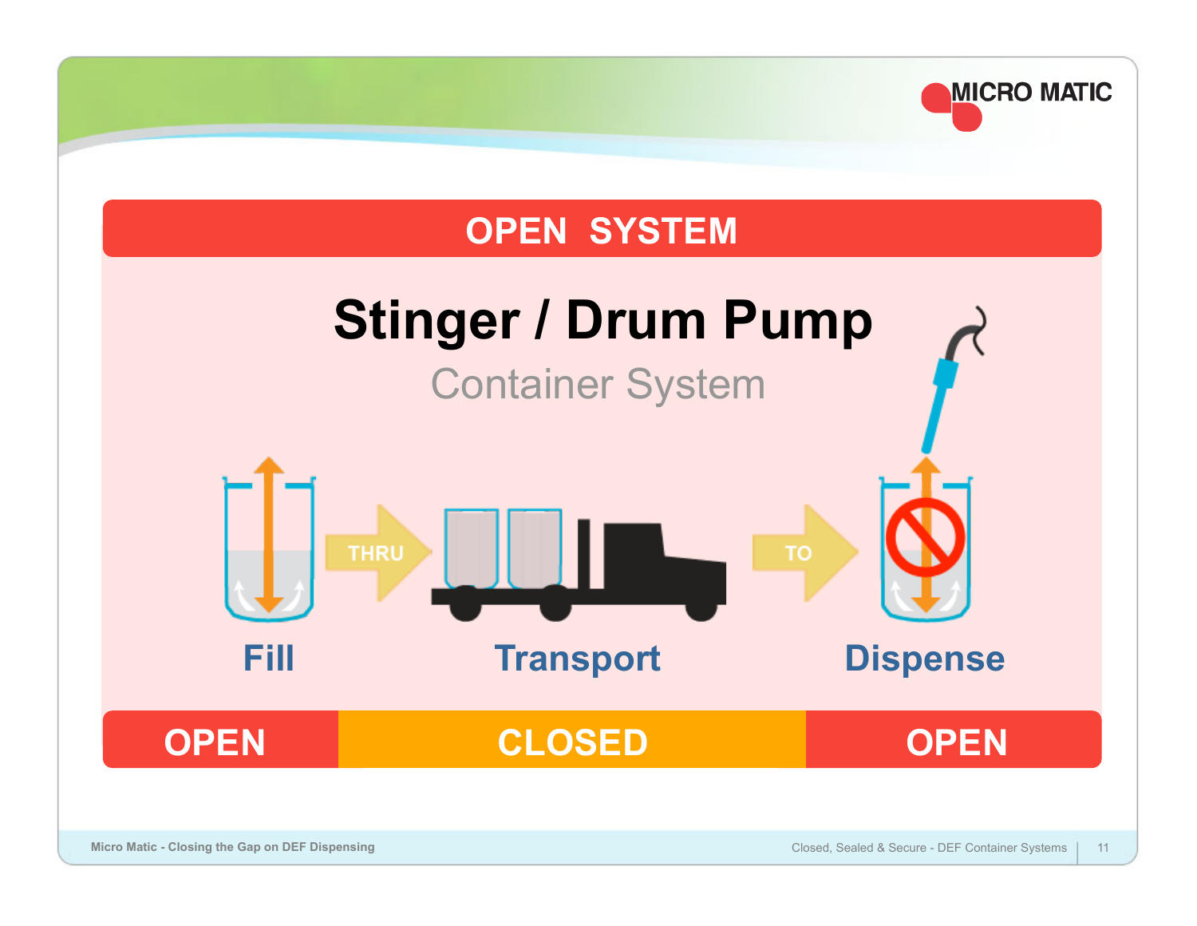# OPEN SYSTEM

## Stinger / Drum Pump

### Container System

Fill → THRU → Transport → TO → Dispense

| OPEN | CLOSED | OPEN |
|---|---|---|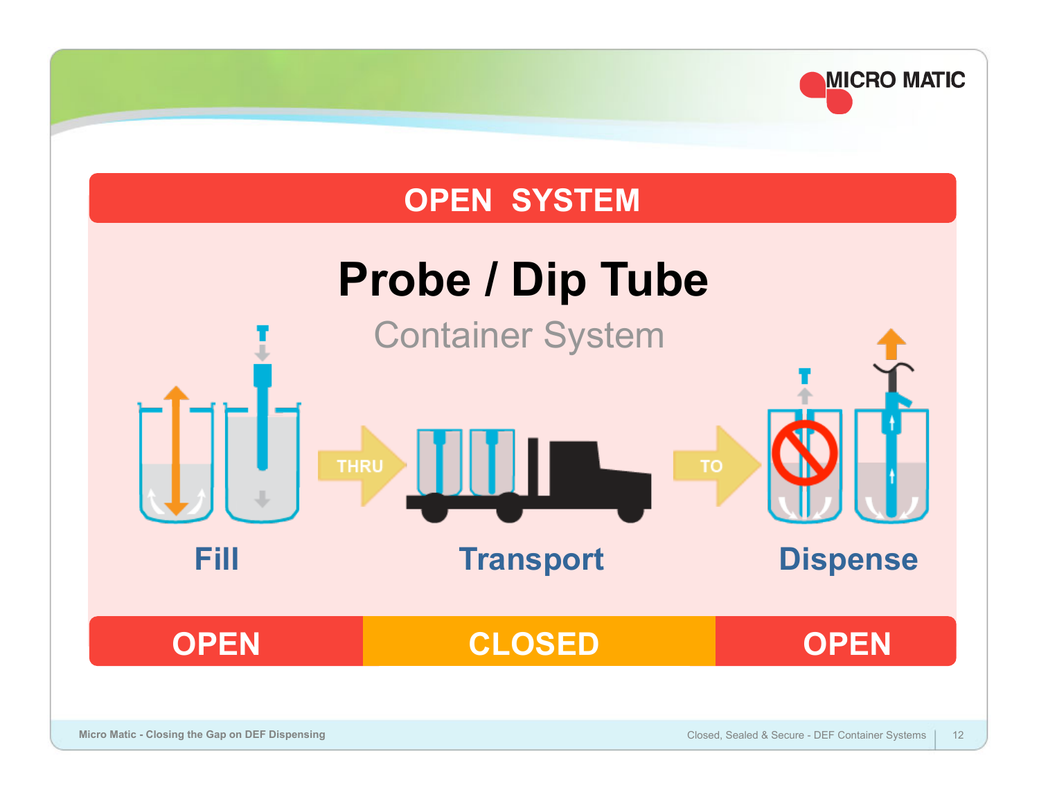# OPEN SYSTEM

## Probe / Dip Tube

Container System

Fill — THRU — Transport — TO — Dispense

| OPEN | CLOSED | OPEN |
|---|---|---|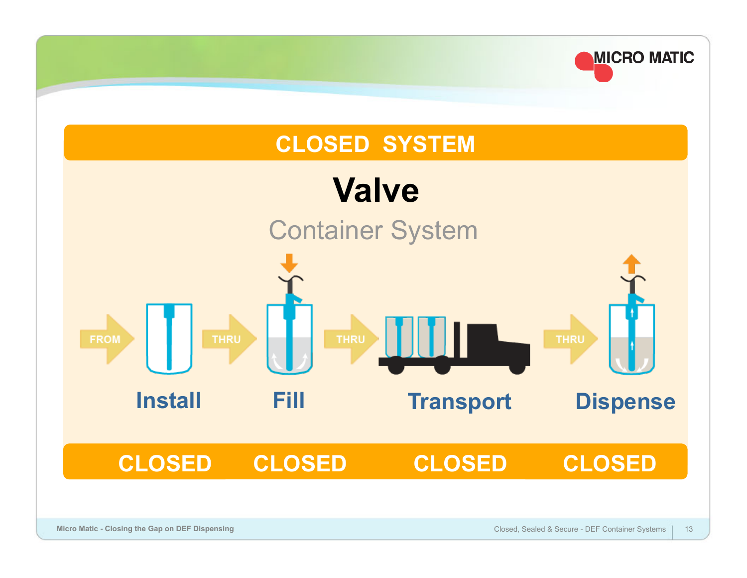# CLOSED SYSTEM

## Valve

### Container System

FROM → Install → THRU → Fill → THRU → Transport → THRU → Dispense

| Install | Fill | Transport | Dispense |
|---|---|---|---|
| CLOSED | CLOSED | CLOSED | CLOSED |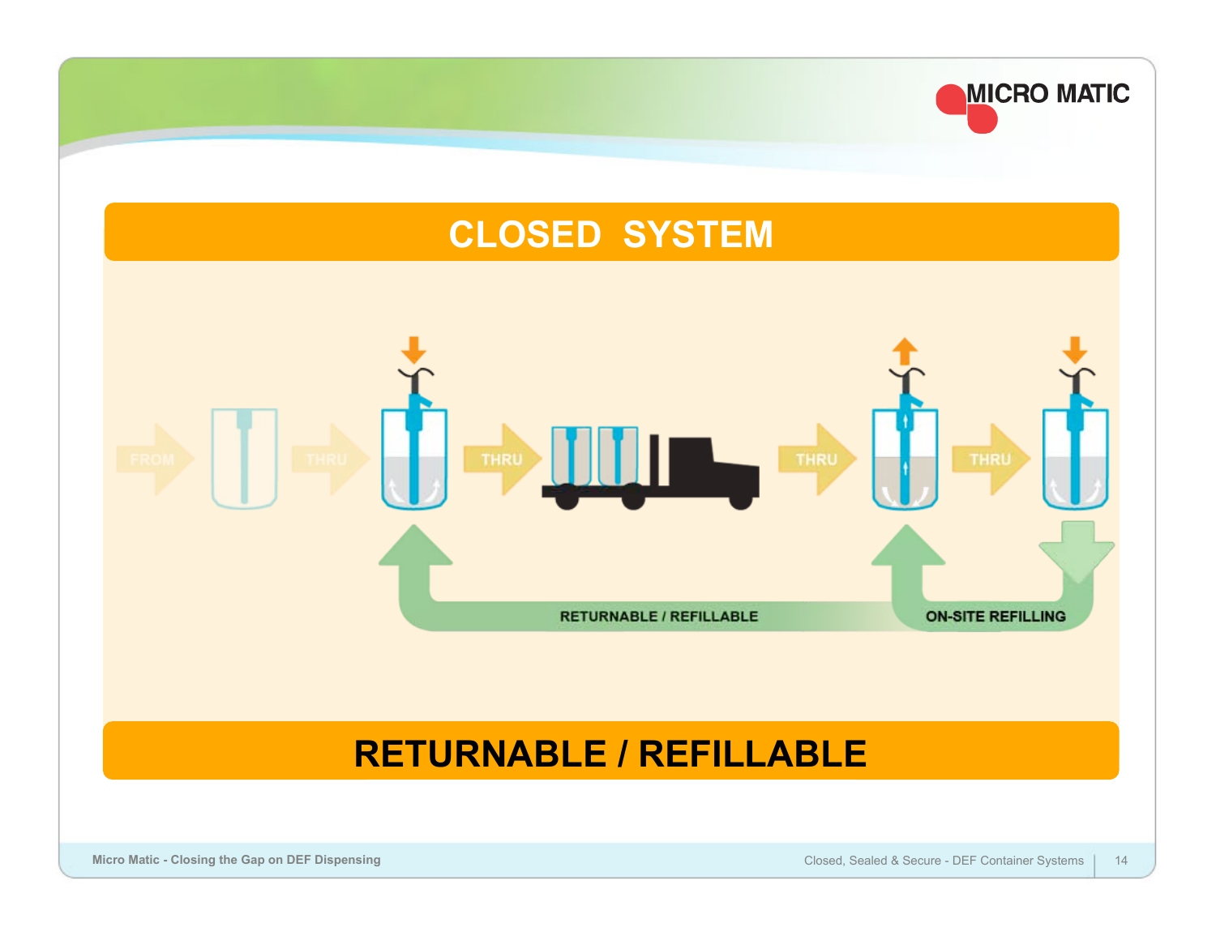# CLOSED SYSTEM

FROM THRU THRU THRU THRU

RETURNABLE / REFILLABLE

ON-SITE REFILLING

# RETURNABLE / REFILLABLE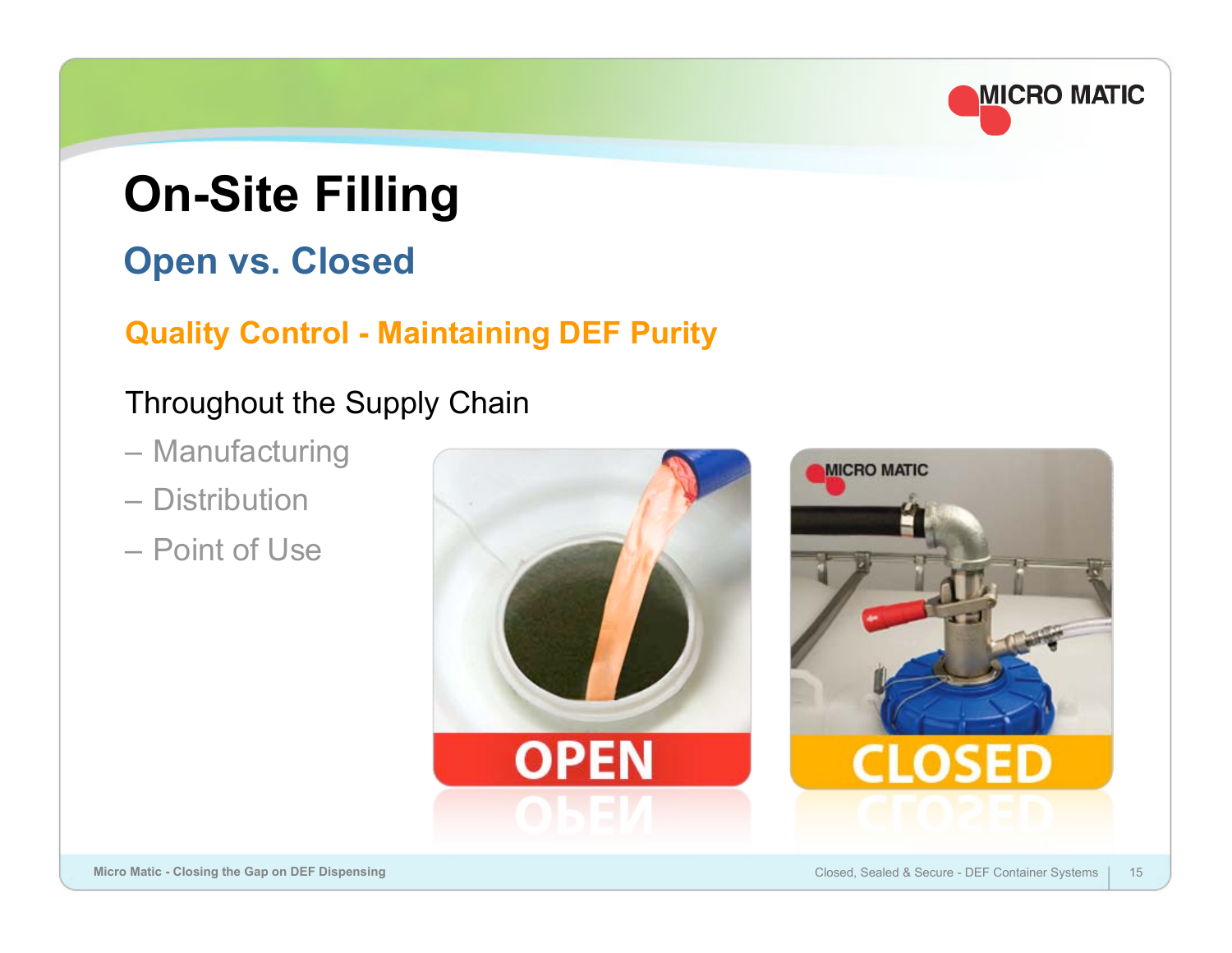# On-Site Filling

## Open vs. Closed

### Quality Control - Maintaining DEF Purity

Throughout the Supply Chain

- Manufacturing
- Distribution
- Point of Use

OPEN

CLOSED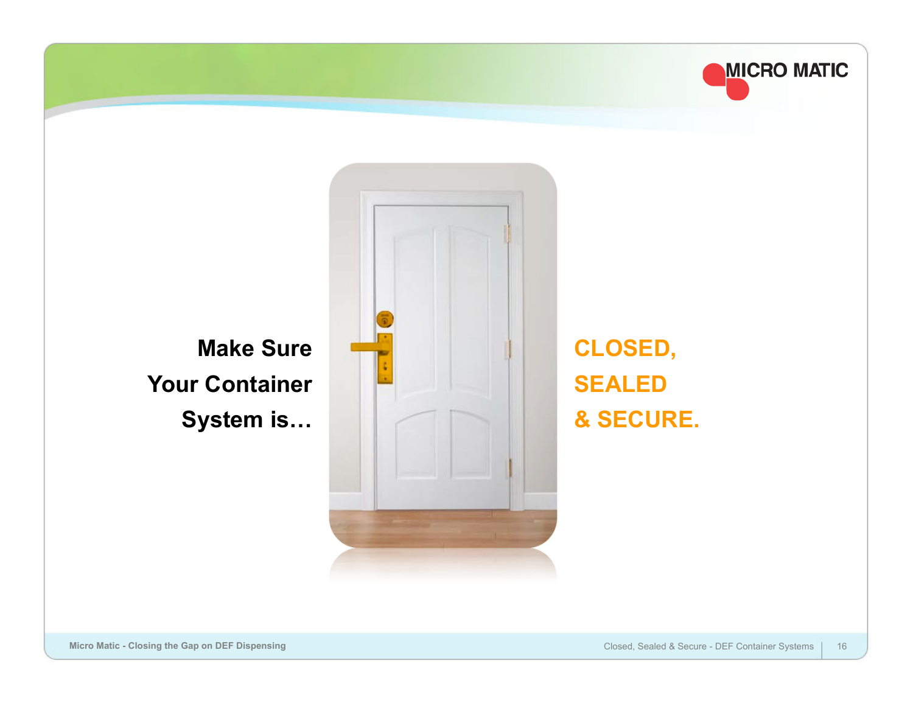Make Sure Your Container System is…

CLOSED, SEALED & SECURE.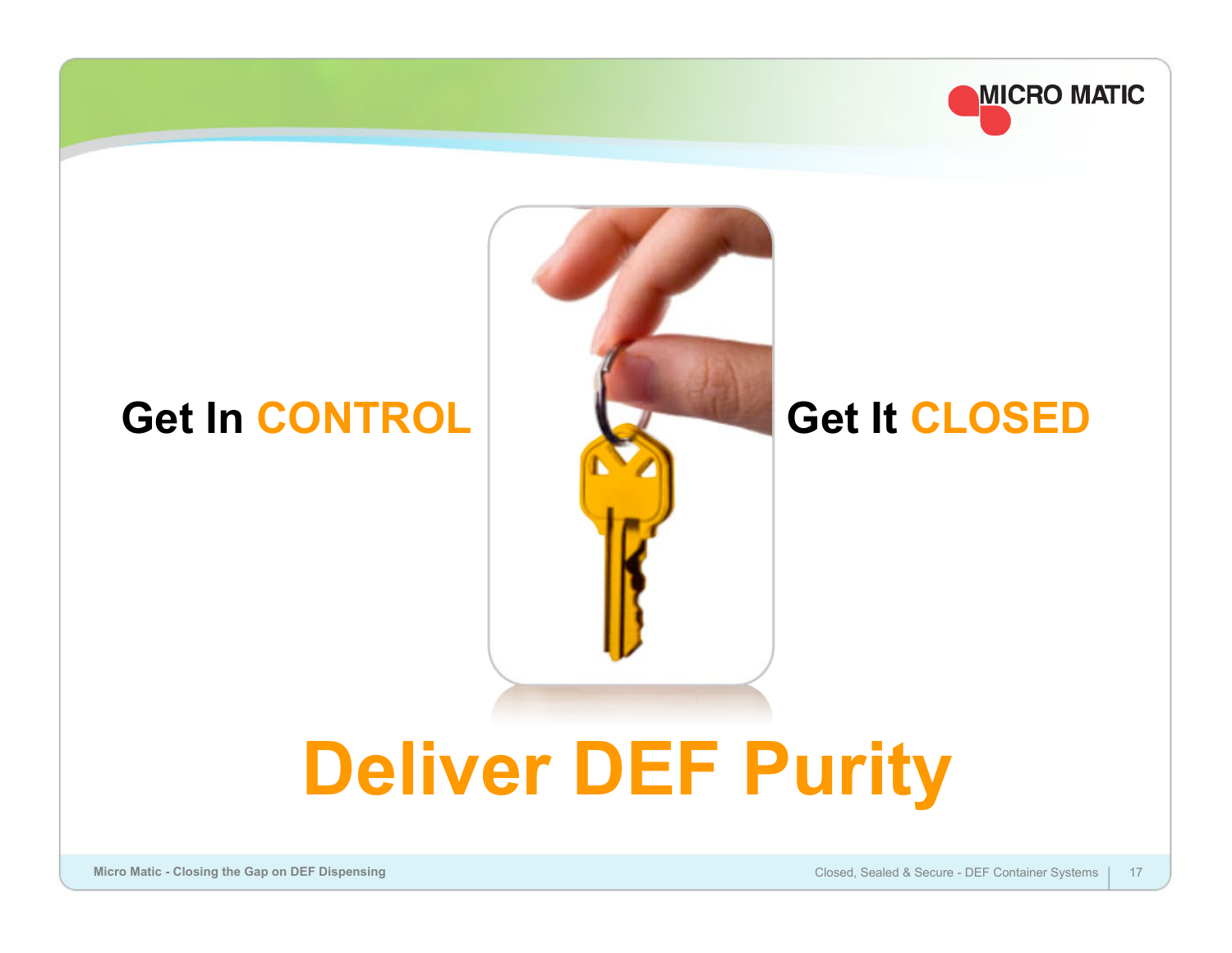Get In **CONTROL**

Get It **CLOSED**

# Deliver DEF Purity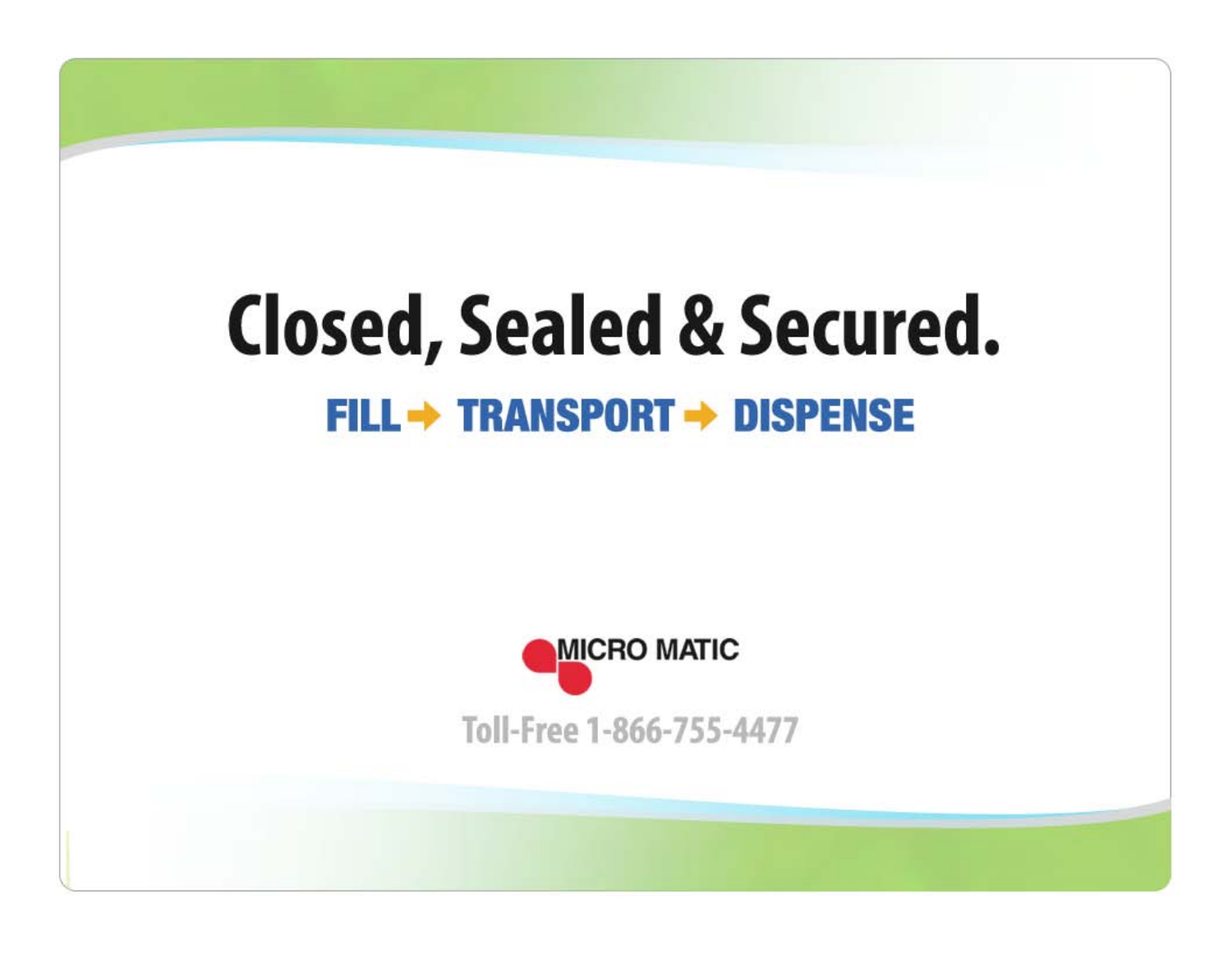# Closed, Sealed & Secured.

**FILL → TRANSPORT → DISPENSE**

MICRO MATIC

Toll-Free 1-866-755-4477